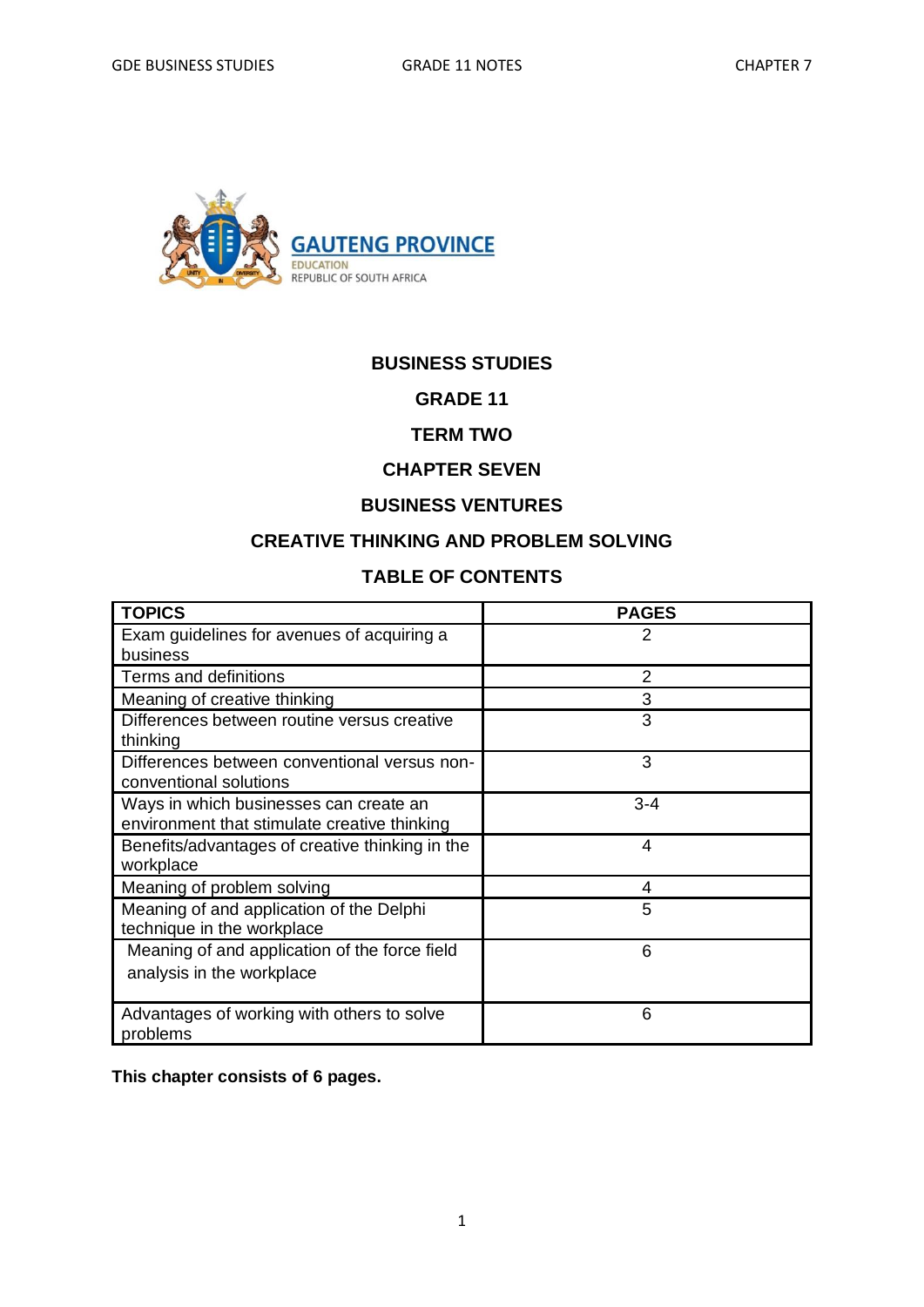**GAUTENG PROVINCE**
EDUCATION
REPUBLIC OF SOUTH AFRICA

# BUSINESS STUDIES

## GRADE 11

## TERM TWO

## CHAPTER SEVEN

## BUSINESS VENTURES

## CREATIVE THINKING AND PROBLEM SOLVING

## TABLE OF CONTENTS

| TOPICS | PAGES |
|---|---|
| Exam guidelines for avenues of acquiring a business | 2 |
| Terms and definitions | 2 |
| Meaning of creative thinking | 3 |
| Differences between routine versus creative thinking | 3 |
| Differences between conventional versus non-conventional solutions | 3 |
| Ways in which businesses can create an environment that stimulate creative thinking | 3-4 |
| Benefits/advantages of creative thinking in the workplace | 4 |
| Meaning of problem solving | 4 |
| Meaning of and application of the Delphi technique in the workplace | 5 |
| Meaning of and application of the force field analysis in the workplace | 6 |
| Advantages of working with others to solve problems | 6 |

**This chapter consists of 6 pages.**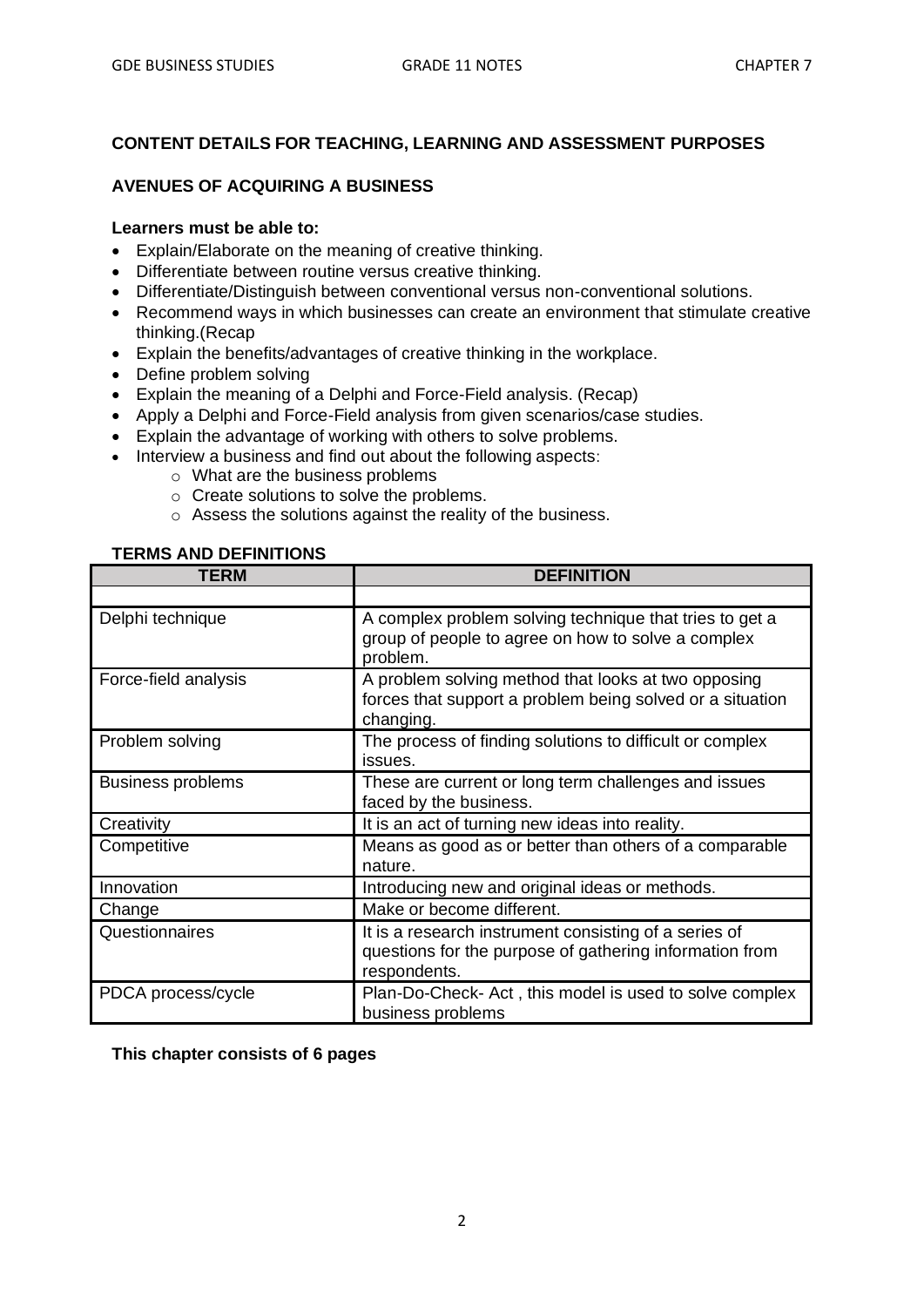## CONTENT DETAILS FOR TEACHING, LEARNING AND ASSESSMENT PURPOSES

## AVENUES OF ACQUIRING A BUSINESS

**Learners must be able to:**

- Explain/Elaborate on the meaning of creative thinking.
- Differentiate between routine versus creative thinking.
- Differentiate/Distinguish between conventional versus non-conventional solutions.
- Recommend ways in which businesses can create an environment that stimulate creative thinking.(Recap
- Explain the benefits/advantages of creative thinking in the workplace.
- Define problem solving
- Explain the meaning of a Delphi and Force-Field analysis. (Recap)
- Apply a Delphi and Force-Field analysis from given scenarios/case studies.
- Explain the advantage of working with others to solve problems.
- Interview a business and find out about the following aspects:
  - What are the business problems
  - Create solutions to solve the problems.
  - Assess the solutions against the reality of the business.

**TERMS AND DEFINITIONS**

| TERM | DEFINITION |
|---|---|
| | |
| Delphi technique | A complex problem solving technique that tries to get a group of people to agree on how to solve a complex problem. |
| Force-field analysis | A problem solving method that looks at two opposing forces that support a problem being solved or a situation changing. |
| Problem solving | The process of finding solutions to difficult or complex issues. |
| Business problems | These are current or long term challenges and issues faced by the business. |
| Creativity | It is an act of turning new ideas into reality. |
| Competitive | Means as good as or better than others of a comparable nature. |
| Innovation | Introducing new and original ideas or methods. |
| Change | Make or become different. |
| Questionnaires | It is a research instrument consisting of a series of questions for the purpose of gathering information from respondents. |
| PDCA process/cycle | Plan-Do-Check- Act , this model is used to solve complex business problems |

**This chapter consists of 6 pages**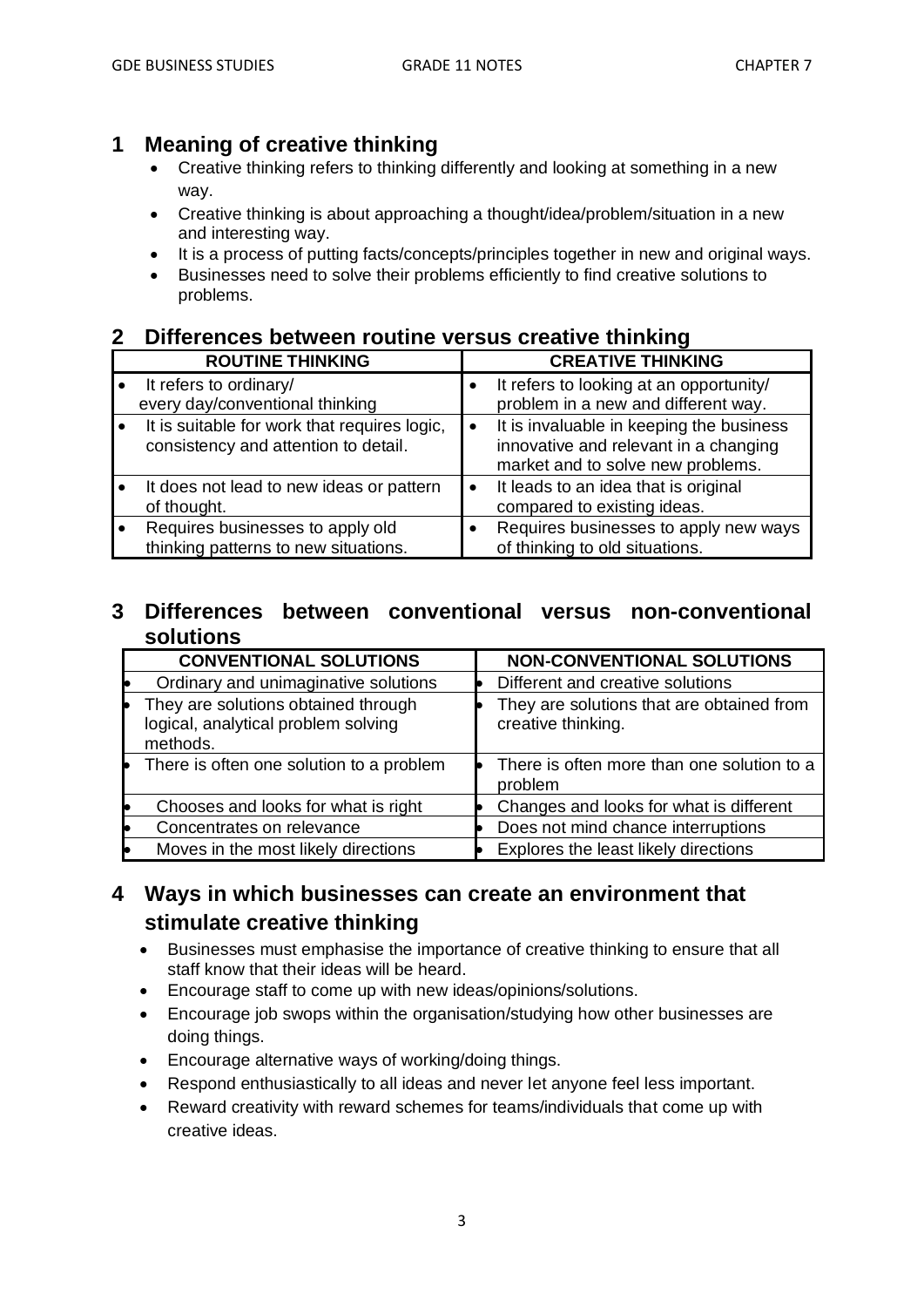## 1 Meaning of creative thinking

- Creative thinking refers to thinking differently and looking at something in a new way.
- Creative thinking is about approaching a thought/idea/problem/situation in a new and interesting way.
- It is a process of putting facts/concepts/principles together in new and original ways.
- Businesses need to solve their problems efficiently to find creative solutions to problems.

## 2 Differences between routine versus creative thinking

| ROUTINE THINKING | CREATIVE THINKING |
|---|---|
| • It refers to ordinary/ every day/conventional thinking | • It refers to looking at an opportunity/ problem in a new and different way. |
| • It is suitable for work that requires logic, consistency and attention to detail. | • It is invaluable in keeping the business innovative and relevant in a changing market and to solve new problems. |
| • It does not lead to new ideas or pattern of thought. | • It leads to an idea that is original compared to existing ideas. |
| • Requires businesses to apply old thinking patterns to new situations. | • Requires businesses to apply new ways of thinking to old situations. |

## 3 Differences between conventional versus non-conventional solutions

| CONVENTIONAL SOLUTIONS | NON-CONVENTIONAL SOLUTIONS |
|---|---|
| • Ordinary and unimaginative solutions | • Different and creative solutions |
| • They are solutions obtained through logical, analytical problem solving methods. | • They are solutions that are obtained from creative thinking. |
| • There is often one solution to a problem | • There is often more than one solution to a problem |
| • Chooses and looks for what is right | • Changes and looks for what is different |
| • Concentrates on relevance | • Does not mind chance interruptions |
| • Moves in the most likely directions | • Explores the least likely directions |

## 4 Ways in which businesses can create an environment that stimulate creative thinking

- Businesses must emphasise the importance of creative thinking to ensure that all staff know that their ideas will be heard.
- Encourage staff to come up with new ideas/opinions/solutions.
- Encourage job swops within the organisation/studying how other businesses are doing things.
- Encourage alternative ways of working/doing things.
- Respond enthusiastically to all ideas and never let anyone feel less important.
- Reward creativity with reward schemes for teams/individuals that come up with creative ideas.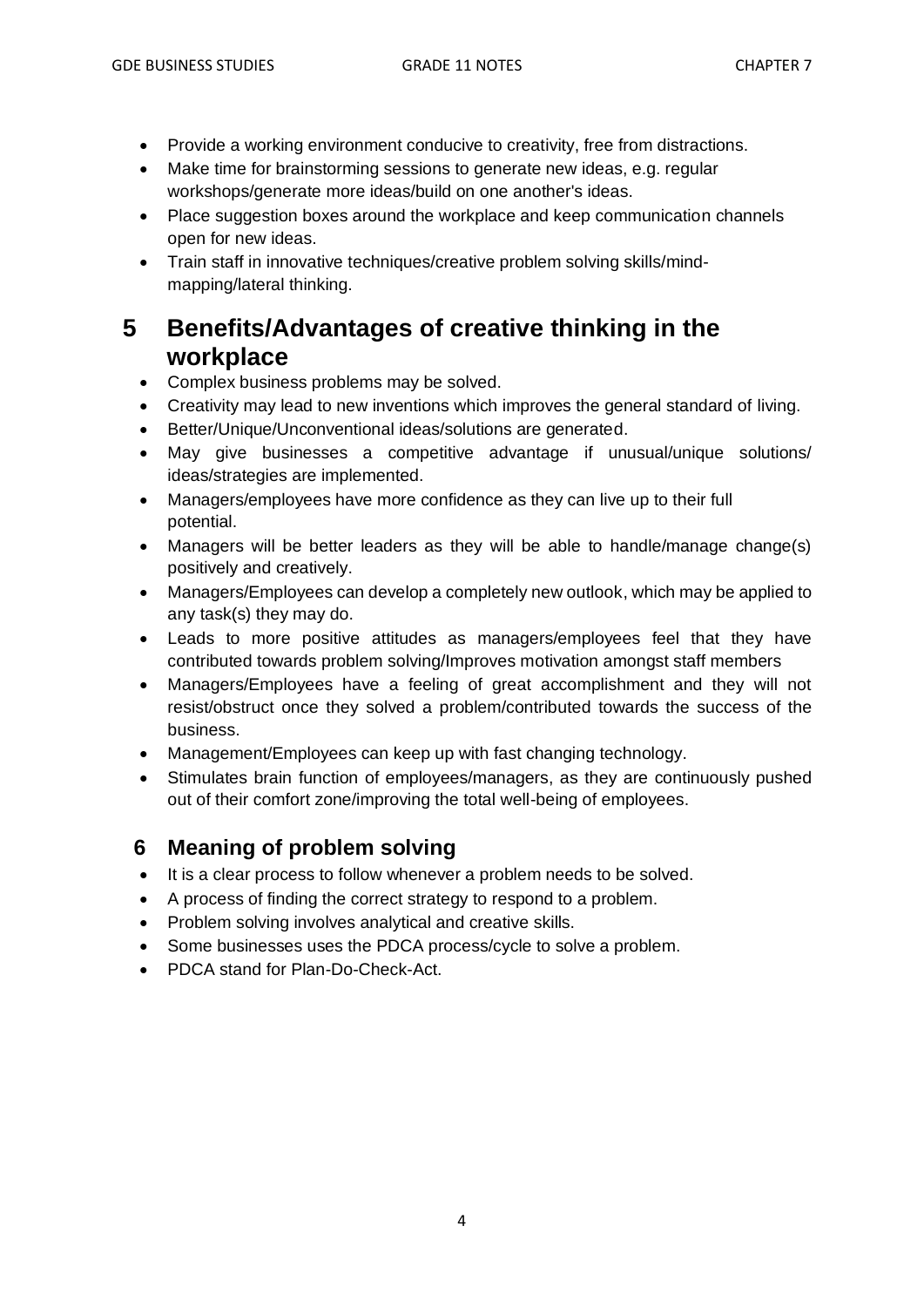- Provide a working environment conducive to creativity, free from distractions.
- Make time for brainstorming sessions to generate new ideas, e.g. regular workshops/generate more ideas/build on one another's ideas.
- Place suggestion boxes around the workplace and keep communication channels open for new ideas.
- Train staff in innovative techniques/creative problem solving skills/mind-mapping/lateral thinking.

## 5 Benefits/Advantages of creative thinking in the workplace

- Complex business problems may be solved.
- Creativity may lead to new inventions which improves the general standard of living.
- Better/Unique/Unconventional ideas/solutions are generated.
- May give businesses a competitive advantage if unusual/unique solutions/ ideas/strategies are implemented.
- Managers/employees have more confidence as they can live up to their full potential.
- Managers will be better leaders as they will be able to handle/manage change(s) positively and creatively.
- Managers/Employees can develop a completely new outlook, which may be applied to any task(s) they may do.
- Leads to more positive attitudes as managers/employees feel that they have contributed towards problem solving/Improves motivation amongst staff members
- Managers/Employees have a feeling of great accomplishment and they will not resist/obstruct once they solved a problem/contributed towards the success of the business.
- Management/Employees can keep up with fast changing technology.
- Stimulates brain function of employees/managers, as they are continuously pushed out of their comfort zone/improving the total well-being of employees.

## 6 Meaning of problem solving

- It is a clear process to follow whenever a problem needs to be solved.
- A process of finding the correct strategy to respond to a problem.
- Problem solving involves analytical and creative skills.
- Some businesses uses the PDCA process/cycle to solve a problem.
- PDCA stand for Plan-Do-Check-Act.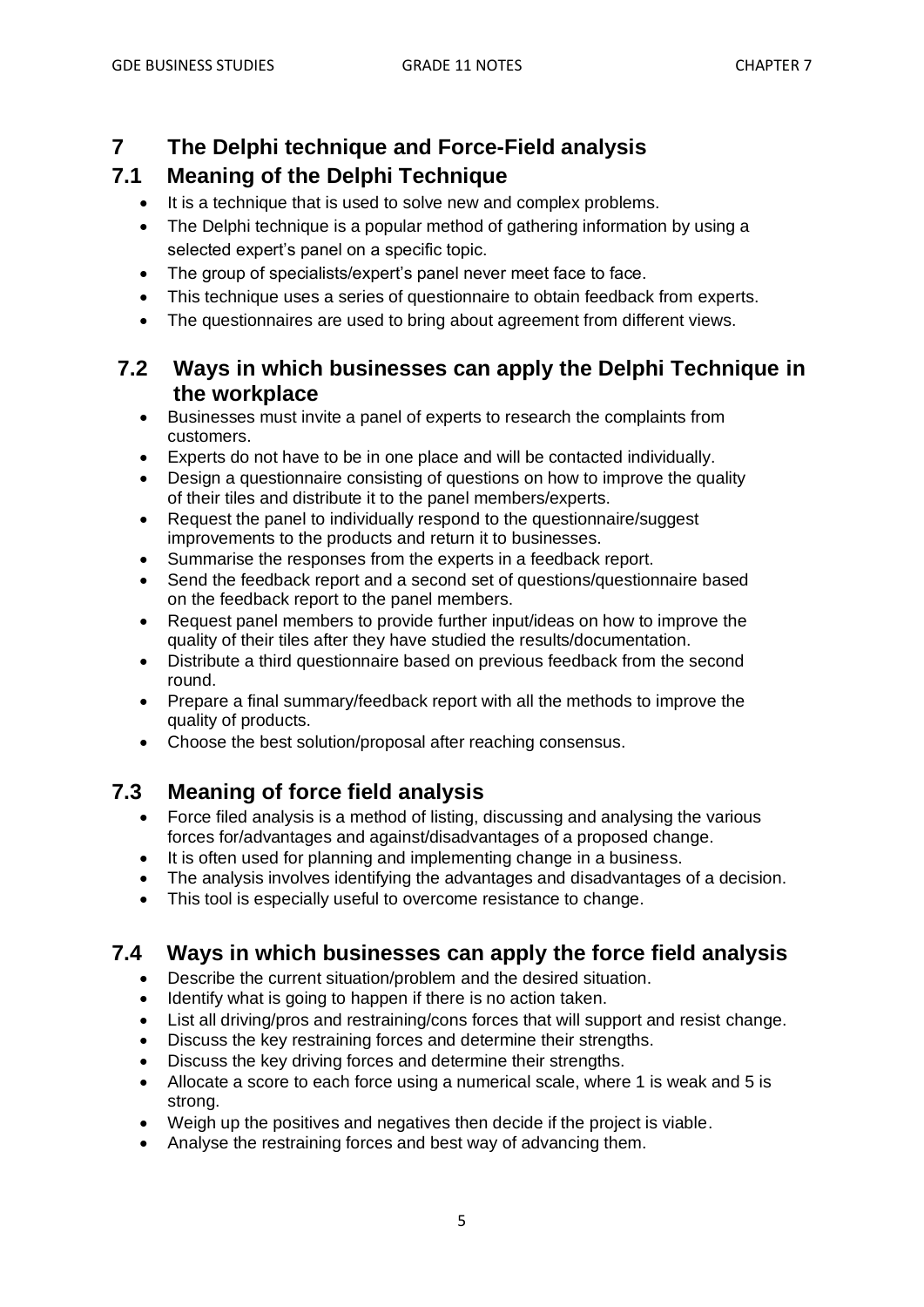# 7 The Delphi technique and Force-Field analysis

## 7.1 Meaning of the Delphi Technique

- It is a technique that is used to solve new and complex problems.
- The Delphi technique is a popular method of gathering information by using a selected expert's panel on a specific topic.
- The group of specialists/expert's panel never meet face to face.
- This technique uses a series of questionnaire to obtain feedback from experts.
- The questionnaires are used to bring about agreement from different views.

## 7.2 Ways in which businesses can apply the Delphi Technique in the workplace

- Businesses must invite a panel of experts to research the complaints from customers.
- Experts do not have to be in one place and will be contacted individually.
- Design a questionnaire consisting of questions on how to improve the quality of their tiles and distribute it to the panel members/experts.
- Request the panel to individually respond to the questionnaire/suggest improvements to the products and return it to businesses.
- Summarise the responses from the experts in a feedback report.
- Send the feedback report and a second set of questions/questionnaire based on the feedback report to the panel members.
- Request panel members to provide further input/ideas on how to improve the quality of their tiles after they have studied the results/documentation.
- Distribute a third questionnaire based on previous feedback from the second round.
- Prepare a final summary/feedback report with all the methods to improve the quality of products.
- Choose the best solution/proposal after reaching consensus.

## 7.3 Meaning of force field analysis

- Force filed analysis is a method of listing, discussing and analysing the various forces for/advantages and against/disadvantages of a proposed change.
- It is often used for planning and implementing change in a business.
- The analysis involves identifying the advantages and disadvantages of a decision.
- This tool is especially useful to overcome resistance to change.

## 7.4 Ways in which businesses can apply the force field analysis

- Describe the current situation/problem and the desired situation.
- Identify what is going to happen if there is no action taken.
- List all driving/pros and restraining/cons forces that will support and resist change.
- Discuss the key restraining forces and determine their strengths.
- Discuss the key driving forces and determine their strengths.
- Allocate a score to each force using a numerical scale, where 1 is weak and 5 is strong.
- Weigh up the positives and negatives then decide if the project is viable.
- Analyse the restraining forces and best way of advancing them.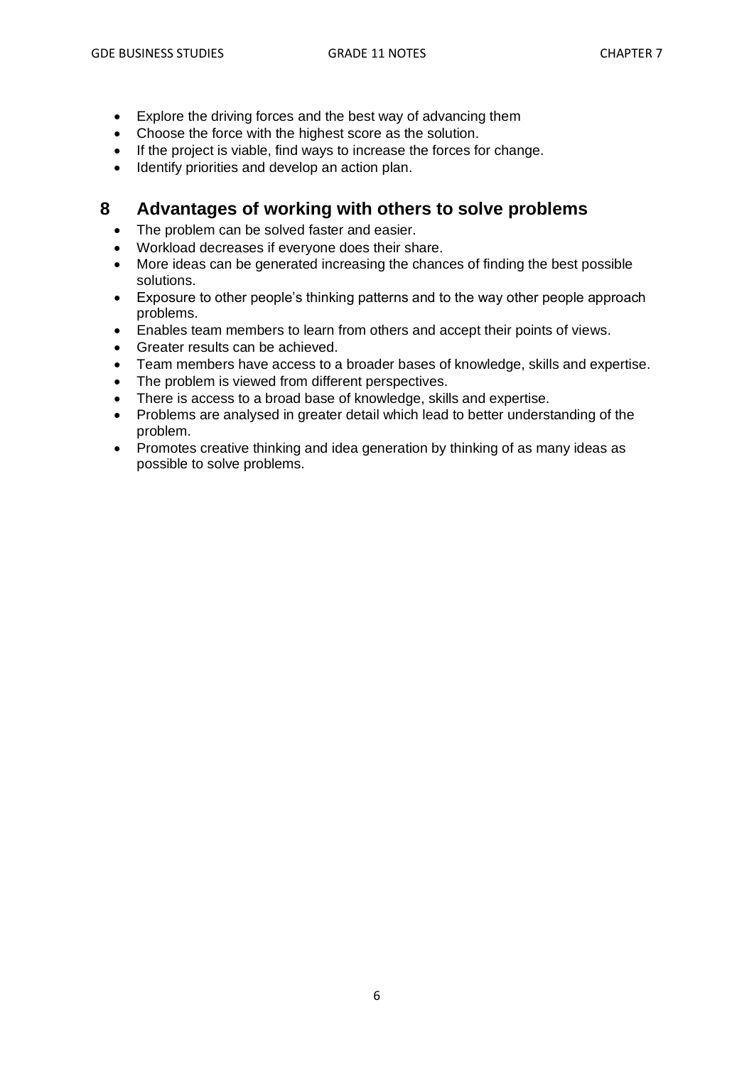- Explore the driving forces and the best way of advancing them
- Choose the force with the highest score as the solution.
- If the project is viable, find ways to increase the forces for change.
- Identify priorities and develop an action plan.

## 8 Advantages of working with others to solve problems

- The problem can be solved faster and easier.
- Workload decreases if everyone does their share.
- More ideas can be generated increasing the chances of finding the best possible solutions.
- Exposure to other people's thinking patterns and to the way other people approach problems.
- Enables team members to learn from others and accept their points of views.
- Greater results can be achieved.
- Team members have access to a broader bases of knowledge, skills and expertise.
- The problem is viewed from different perspectives.
- There is access to a broad base of knowledge, skills and expertise.
- Problems are analysed in greater detail which lead to better understanding of the problem.
- Promotes creative thinking and idea generation by thinking of as many ideas as possible to solve problems.